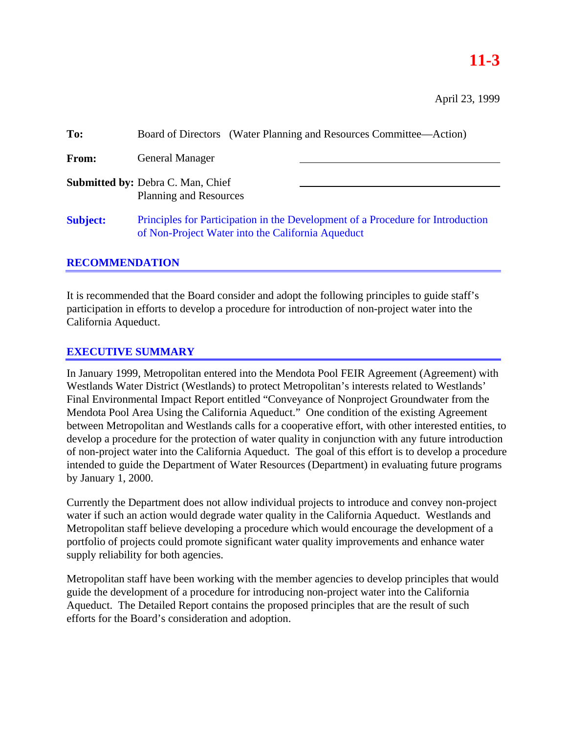**11-3**

April 23, 1999

**To:** Board of Directors (Water Planning and Resources Committee—Action)

**From:** General Manager

**Submitted by:** Debra C. Man, Chief
Planning and Resources

**Subject:** Principles for Participation in the Development of a Procedure for Introduction of Non-Project Water into the California Aqueduct

## RECOMMENDATION

It is recommended that the Board consider and adopt the following principles to guide staff's participation in efforts to develop a procedure for introduction of non-project water into the California Aqueduct.

## EXECUTIVE SUMMARY

In January 1999, Metropolitan entered into the Mendota Pool FEIR Agreement (Agreement) with Westlands Water District (Westlands) to protect Metropolitan's interests related to Westlands' Final Environmental Impact Report entitled "Conveyance of Nonproject Groundwater from the Mendota Pool Area Using the California Aqueduct." One condition of the existing Agreement between Metropolitan and Westlands calls for a cooperative effort, with other interested entities, to develop a procedure for the protection of water quality in conjunction with any future introduction of non-project water into the California Aqueduct. The goal of this effort is to develop a procedure intended to guide the Department of Water Resources (Department) in evaluating future programs by January 1, 2000.

Currently the Department does not allow individual projects to introduce and convey non-project water if such an action would degrade water quality in the California Aqueduct. Westlands and Metropolitan staff believe developing a procedure which would encourage the development of a portfolio of projects could promote significant water quality improvements and enhance water supply reliability for both agencies.

Metropolitan staff have been working with the member agencies to develop principles that would guide the development of a procedure for introducing non-project water into the California Aqueduct. The Detailed Report contains the proposed principles that are the result of such efforts for the Board's consideration and adoption.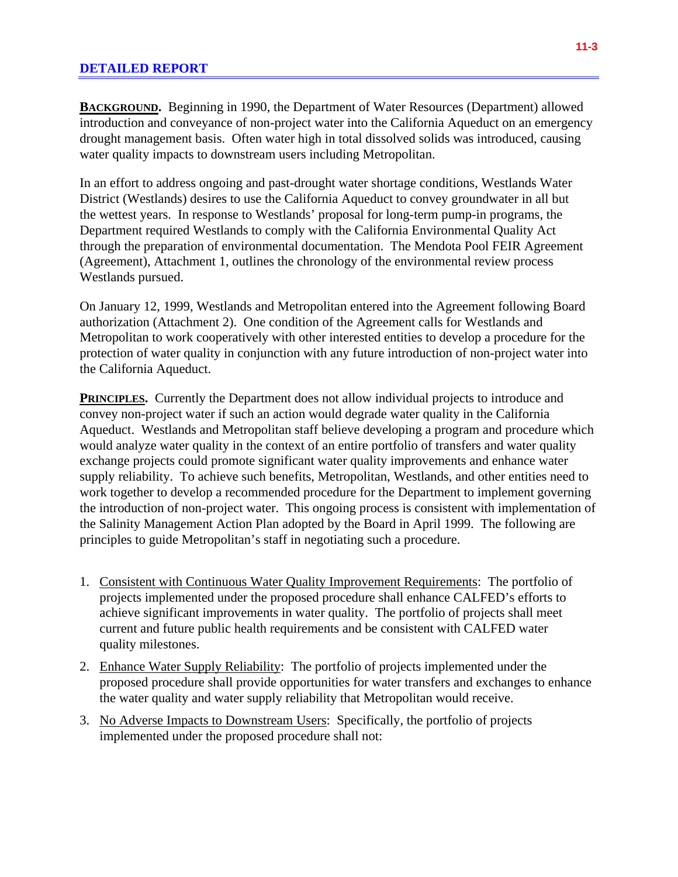## DETAILED REPORT

**BACKGROUND.** Beginning in 1990, the Department of Water Resources (Department) allowed introduction and conveyance of non-project water into the California Aqueduct on an emergency drought management basis. Often water high in total dissolved solids was introduced, causing water quality impacts to downstream users including Metropolitan.

In an effort to address ongoing and past-drought water shortage conditions, Westlands Water District (Westlands) desires to use the California Aqueduct to convey groundwater in all but the wettest years. In response to Westlands' proposal for long-term pump-in programs, the Department required Westlands to comply with the California Environmental Quality Act through the preparation of environmental documentation. The Mendota Pool FEIR Agreement (Agreement), Attachment 1, outlines the chronology of the environmental review process Westlands pursued.

On January 12, 1999, Westlands and Metropolitan entered into the Agreement following Board authorization (Attachment 2). One condition of the Agreement calls for Westlands and Metropolitan to work cooperatively with other interested entities to develop a procedure for the protection of water quality in conjunction with any future introduction of non-project water into the California Aqueduct.

**PRINCIPLES.** Currently the Department does not allow individual projects to introduce and convey non-project water if such an action would degrade water quality in the California Aqueduct. Westlands and Metropolitan staff believe developing a program and procedure which would analyze water quality in the context of an entire portfolio of transfers and water quality exchange projects could promote significant water quality improvements and enhance water supply reliability. To achieve such benefits, Metropolitan, Westlands, and other entities need to work together to develop a recommended procedure for the Department to implement governing the introduction of non-project water. This ongoing process is consistent with implementation of the Salinity Management Action Plan adopted by the Board in April 1999. The following are principles to guide Metropolitan's staff in negotiating such a procedure.

1. <u>Consistent with Continuous Water Quality Improvement Requirements</u>: The portfolio of projects implemented under the proposed procedure shall enhance CALFED's efforts to achieve significant improvements in water quality. The portfolio of projects shall meet current and future public health requirements and be consistent with CALFED water quality milestones.

2. <u>Enhance Water Supply Reliability</u>: The portfolio of projects implemented under the proposed procedure shall provide opportunities for water transfers and exchanges to enhance the water quality and water supply reliability that Metropolitan would receive.

3. <u>No Adverse Impacts to Downstream Users</u>: Specifically, the portfolio of projects implemented under the proposed procedure shall not: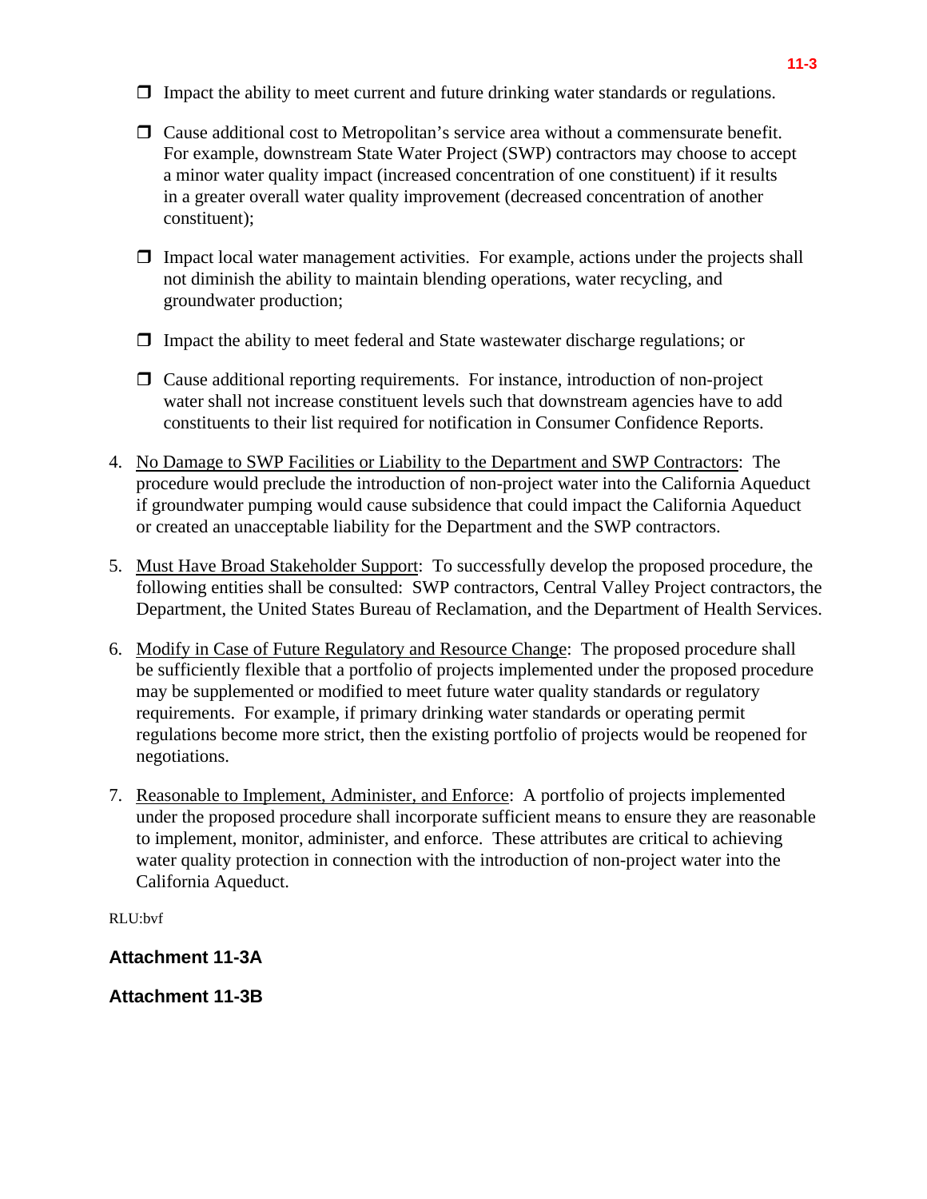- ❒ Impact the ability to meet current and future drinking water standards or regulations.
- ❒ Cause additional cost to Metropolitan's service area without a commensurate benefit. For example, downstream State Water Project (SWP) contractors may choose to accept a minor water quality impact (increased concentration of one constituent) if it results in a greater overall water quality improvement (decreased concentration of another constituent);
- ❒ Impact local water management activities. For example, actions under the projects shall not diminish the ability to maintain blending operations, water recycling, and groundwater production;
- ❒ Impact the ability to meet federal and State wastewater discharge regulations; or
- ❒ Cause additional reporting requirements. For instance, introduction of non-project water shall not increase constituent levels such that downstream agencies have to add constituents to their list required for notification in Consumer Confidence Reports.

4. <u>No Damage to SWP Facilities or Liability to the Department and SWP Contractors</u>: The procedure would preclude the introduction of non-project water into the California Aqueduct if groundwater pumping would cause subsidence that could impact the California Aqueduct or created an unacceptable liability for the Department and the SWP contractors.

5. <u>Must Have Broad Stakeholder Support</u>: To successfully develop the proposed procedure, the following entities shall be consulted: SWP contractors, Central Valley Project contractors, the Department, the United States Bureau of Reclamation, and the Department of Health Services.

6. <u>Modify in Case of Future Regulatory and Resource Change</u>: The proposed procedure shall be sufficiently flexible that a portfolio of projects implemented under the proposed procedure may be supplemented or modified to meet future water quality standards or regulatory requirements. For example, if primary drinking water standards or operating permit regulations become more strict, then the existing portfolio of projects would be reopened for negotiations.

7. <u>Reasonable to Implement, Administer, and Enforce</u>: A portfolio of projects implemented under the proposed procedure shall incorporate sufficient means to ensure they are reasonable to implement, monitor, administer, and enforce. These attributes are critical to achieving water quality protection in connection with the introduction of non-project water into the California Aqueduct.

RLU:bvf

**Attachment 11-3A**

**Attachment 11-3B**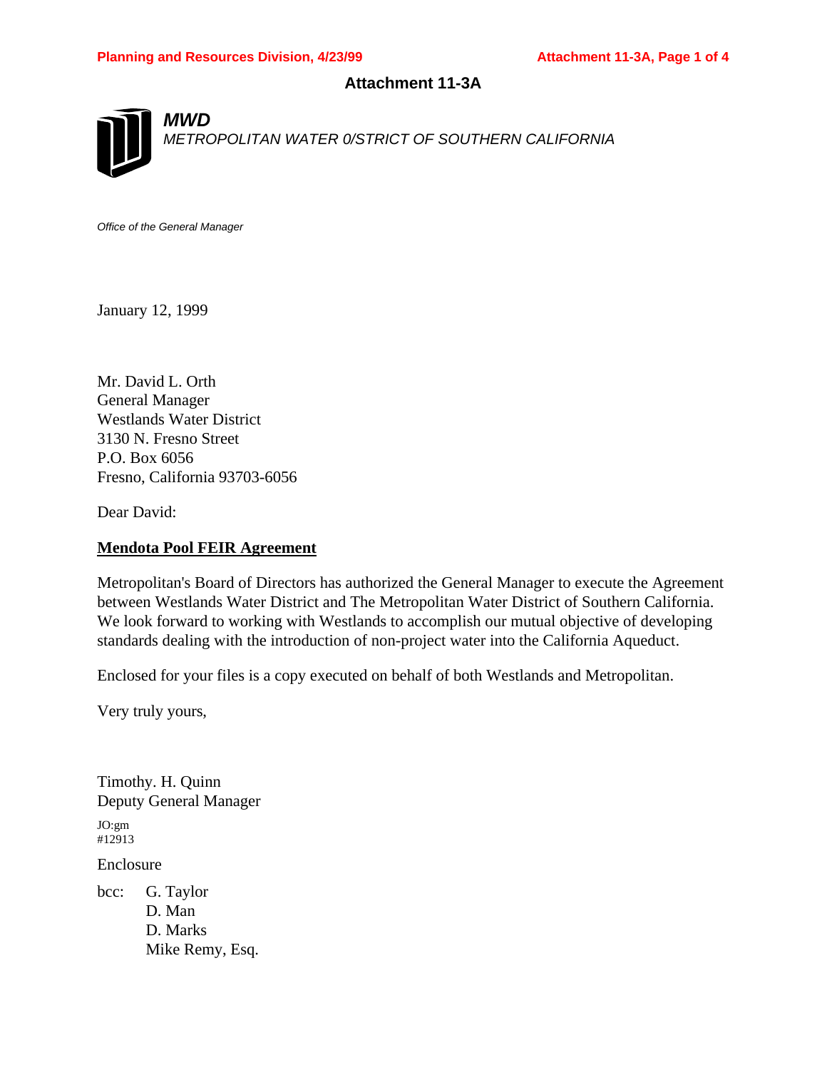# Attachment 11-3A

***MWD***
*METROPOLITAN WATER 0/STRICT OF SOUTHERN CALIFORNIA*

*Office of the General Manager*

January 12, 1999

Mr. David L. Orth
General Manager
Westlands Water District
3130 N. Fresno Street
P.O. Box 6056
Fresno, California 93703-6056

Dear David:

**Mendota Pool FEIR Agreement**

Metropolitan's Board of Directors has authorized the General Manager to execute the Agreement between Westlands Water District and The Metropolitan Water District of Southern California. We look forward to working with Westlands to accomplish our mutual objective of developing standards dealing with the introduction of non-project water into the California Aqueduct.

Enclosed for your files is a copy executed on behalf of both Westlands and Metropolitan.

Very truly yours,

Timothy. H. Quinn
Deputy General Manager

JO:gm
#12913

Enclosure

bcc: G. Taylor
D. Man
D. Marks
Mike Remy, Esq.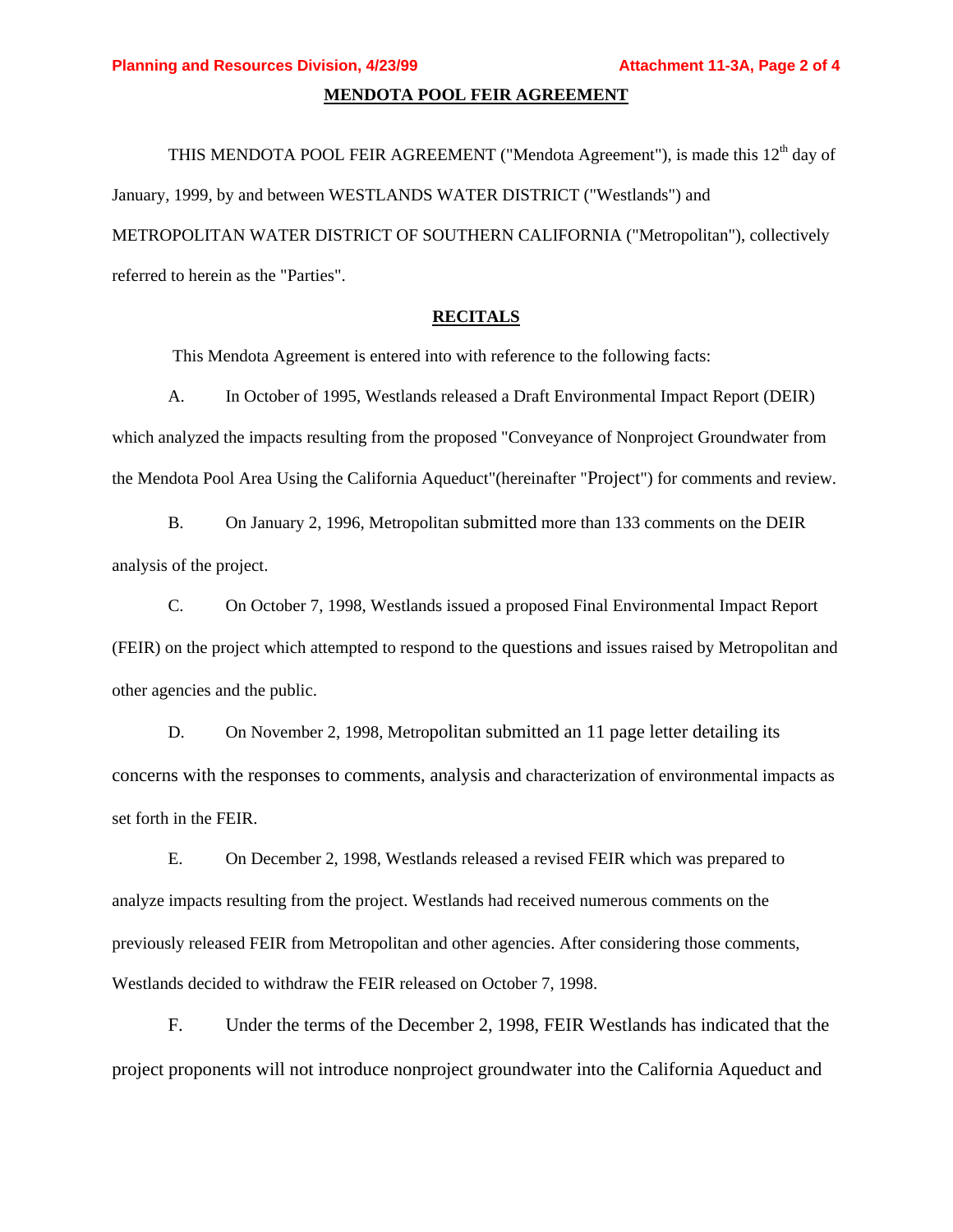## MENDOTA POOL FEIR AGREEMENT

THIS MENDOTA POOL FEIR AGREEMENT ("Mendota Agreement"), is made this 12th day of January, 1999, by and between WESTLANDS WATER DISTRICT ("Westlands") and METROPOLITAN WATER DISTRICT OF SOUTHERN CALIFORNIA ("Metropolitan"), collectively referred to herein as the "Parties".

## RECITALS

This Mendota Agreement is entered into with reference to the following facts:

A. In October of 1995, Westlands released a Draft Environmental Impact Report (DEIR) which analyzed the impacts resulting from the proposed "Conveyance of Nonproject Groundwater from the Mendota Pool Area Using the California Aqueduct"(hereinafter "Project") for comments and review.

B. On January 2, 1996, Metropolitan submitted more than 133 comments on the DEIR analysis of the project.

C. On October 7, 1998, Westlands issued a proposed Final Environmental Impact Report (FEIR) on the project which attempted to respond to the questions and issues raised by Metropolitan and other agencies and the public.

D. On November 2, 1998, Metropolitan submitted an 11 page letter detailing its concerns with the responses to comments, analysis and characterization of environmental impacts as set forth in the FEIR.

E. On December 2, 1998, Westlands released a revised FEIR which was prepared to analyze impacts resulting from the project. Westlands had received numerous comments on the previously released FEIR from Metropolitan and other agencies. After considering those comments, Westlands decided to withdraw the FEIR released on October 7, 1998.

F. Under the terms of the December 2, 1998, FEIR Westlands has indicated that the project proponents will not introduce nonproject groundwater into the California Aqueduct and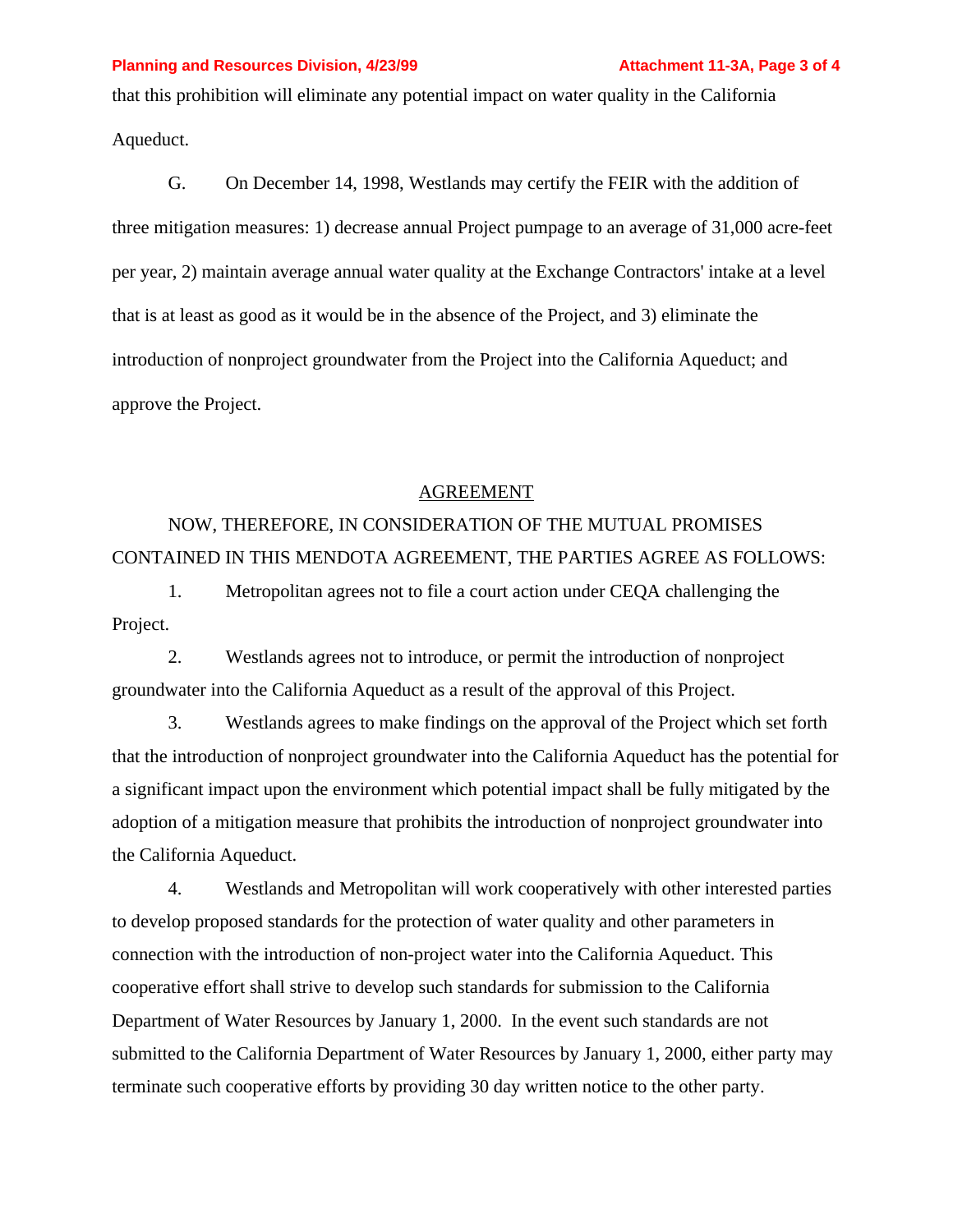that this prohibition will eliminate any potential impact on water quality in the California Aqueduct.

G. On December 14, 1998, Westlands may certify the FEIR with the addition of three mitigation measures: 1) decrease annual Project pumpage to an average of 31,000 acre-feet per year, 2) maintain average annual water quality at the Exchange Contractors' intake at a level that is at least as good as it would be in the absence of the Project, and 3) eliminate the introduction of nonproject groundwater from the Project into the California Aqueduct; and approve the Project.

## AGREEMENT

NOW, THEREFORE, IN CONSIDERATION OF THE MUTUAL PROMISES CONTAINED IN THIS MENDOTA AGREEMENT, THE PARTIES AGREE AS FOLLOWS:

1. Metropolitan agrees not to file a court action under CEQA challenging the Project.

2. Westlands agrees not to introduce, or permit the introduction of nonproject groundwater into the California Aqueduct as a result of the approval of this Project.

3. Westlands agrees to make findings on the approval of the Project which set forth that the introduction of nonproject groundwater into the California Aqueduct has the potential for a significant impact upon the environment which potential impact shall be fully mitigated by the adoption of a mitigation measure that prohibits the introduction of nonproject groundwater into the California Aqueduct.

4. Westlands and Metropolitan will work cooperatively with other interested parties to develop proposed standards for the protection of water quality and other parameters in connection with the introduction of non-project water into the California Aqueduct. This cooperative effort shall strive to develop such standards for submission to the California Department of Water Resources by January 1, 2000. In the event such standards are not submitted to the California Department of Water Resources by January 1, 2000, either party may terminate such cooperative efforts by providing 30 day written notice to the other party.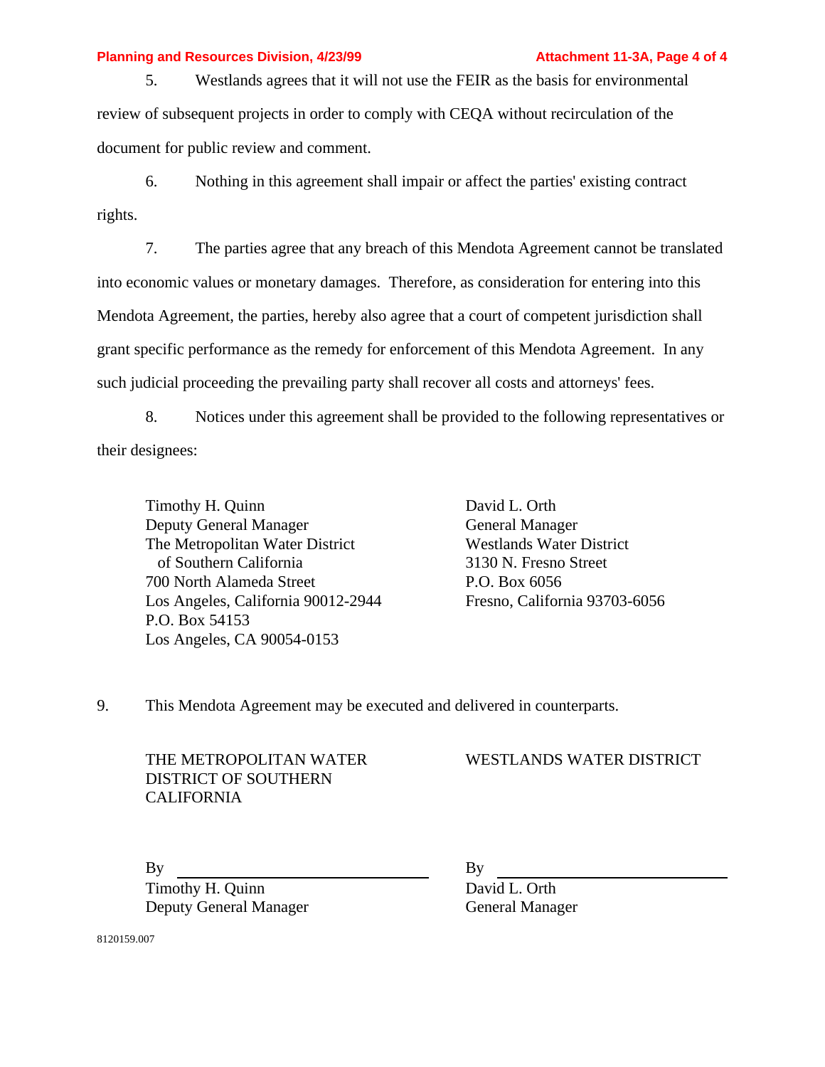5. Westlands agrees that it will not use the FEIR as the basis for environmental review of subsequent projects in order to comply with CEQA without recirculation of the document for public review and comment.

6. Nothing in this agreement shall impair or affect the parties' existing contract rights.

7. The parties agree that any breach of this Mendota Agreement cannot be translated into economic values or monetary damages. Therefore, as consideration for entering into this Mendota Agreement, the parties, hereby also agree that a court of competent jurisdiction shall grant specific performance as the remedy for enforcement of this Mendota Agreement. In any such judicial proceeding the prevailing party shall recover all costs and attorneys' fees.

8. Notices under this agreement shall be provided to the following representatives or their designees:

Timothy H. Quinn
Deputy General Manager
The Metropolitan Water District
of Southern California
700 North Alameda Street
Los Angeles, California 90012-2944
P.O. Box 54153
Los Angeles, CA 90054-0153

David L. Orth
General Manager
Westlands Water District
3130 N. Fresno Street
P.O. Box 6056
Fresno, California 93703-6056

9. This Mendota Agreement may be executed and delivered in counterparts.

THE METROPOLITAN WATER DISTRICT OF SOUTHERN CALIFORNIA

By ______________________________
Timothy H. Quinn
Deputy General Manager

WESTLANDS WATER DISTRICT

By ______________________________
David L. Orth
General Manager

8120159.007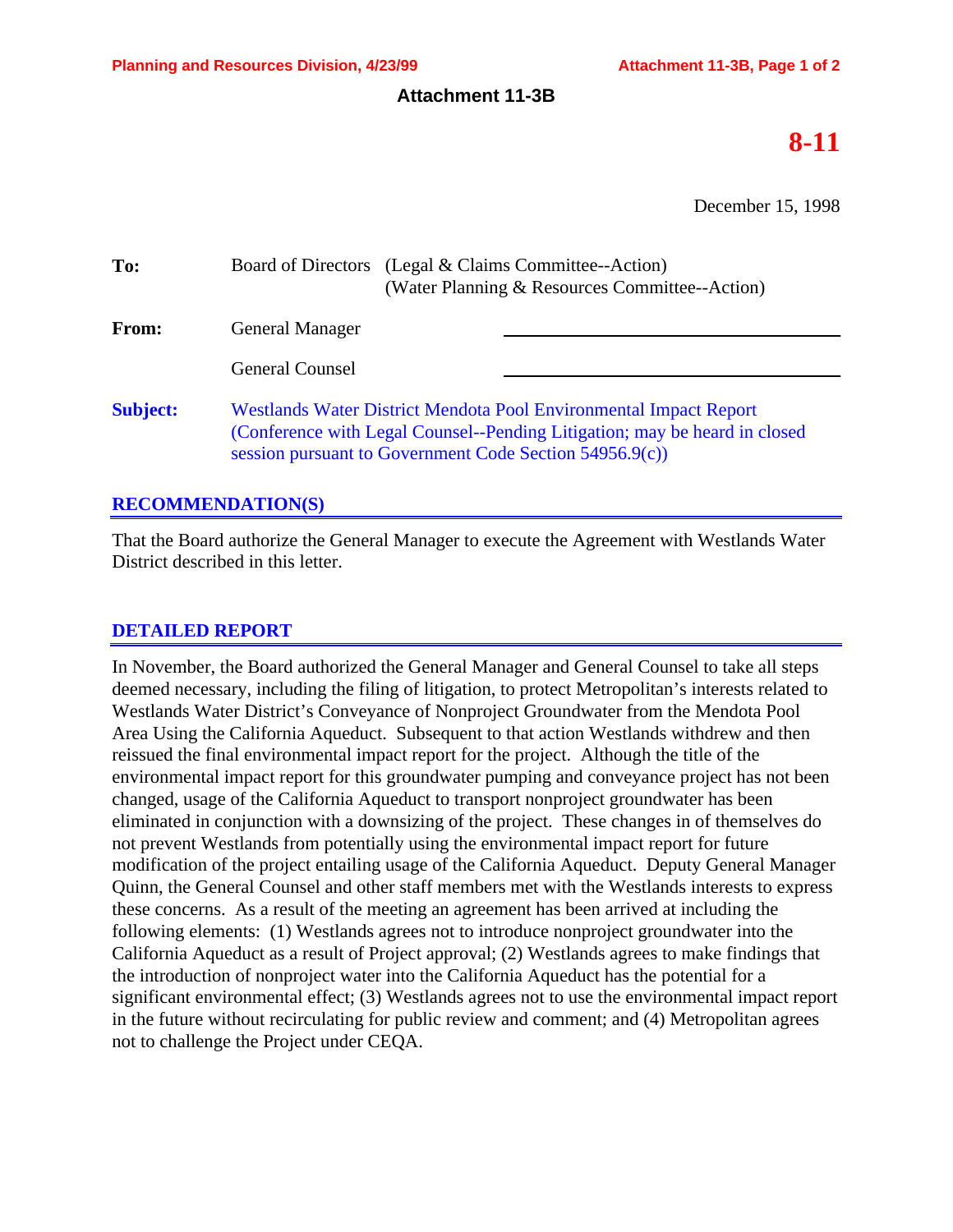# Attachment 11-3B

**8-11**

December 15, 1998

**To:** Board of Directors (Legal & Claims Committee--Action)
(Water Planning & Resources Committee--Action)

**From:** General Manager

General Counsel

**Subject:** Westlands Water District Mendota Pool Environmental Impact Report (Conference with Legal Counsel--Pending Litigation; may be heard in closed session pursuant to Government Code Section 54956.9(c))

## RECOMMENDATION(S)

That the Board authorize the General Manager to execute the Agreement with Westlands Water District described in this letter.

## DETAILED REPORT

In November, the Board authorized the General Manager and General Counsel to take all steps deemed necessary, including the filing of litigation, to protect Metropolitan's interests related to Westlands Water District's Conveyance of Nonproject Groundwater from the Mendota Pool Area Using the California Aqueduct. Subsequent to that action Westlands withdrew and then reissued the final environmental impact report for the project. Although the title of the environmental impact report for this groundwater pumping and conveyance project has not been changed, usage of the California Aqueduct to transport nonproject groundwater has been eliminated in conjunction with a downsizing of the project. These changes in of themselves do not prevent Westlands from potentially using the environmental impact report for future modification of the project entailing usage of the California Aqueduct. Deputy General Manager Quinn, the General Counsel and other staff members met with the Westlands interests to express these concerns. As a result of the meeting an agreement has been arrived at including the following elements: (1) Westlands agrees not to introduce nonproject groundwater into the California Aqueduct as a result of Project approval; (2) Westlands agrees to make findings that the introduction of nonproject water into the California Aqueduct has the potential for a significant environmental effect; (3) Westlands agrees not to use the environmental impact report in the future without recirculating for public review and comment; and (4) Metropolitan agrees not to challenge the Project under CEQA.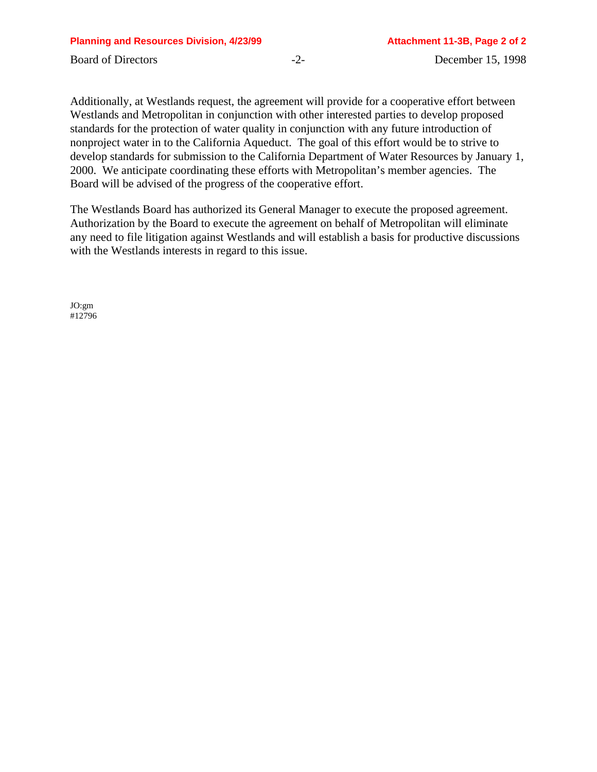Additionally, at Westlands request, the agreement will provide for a cooperative effort between Westlands and Metropolitan in conjunction with other interested parties to develop proposed standards for the protection of water quality in conjunction with any future introduction of nonproject water in to the California Aqueduct. The goal of this effort would be to strive to develop standards for submission to the California Department of Water Resources by January 1, 2000. We anticipate coordinating these efforts with Metropolitan's member agencies. The Board will be advised of the progress of the cooperative effort.

The Westlands Board has authorized its General Manager to execute the proposed agreement. Authorization by the Board to execute the agreement on behalf of Metropolitan will eliminate any need to file litigation against Westlands and will establish a basis for productive discussions with the Westlands interests in regard to this issue.

JO:gm
#12796